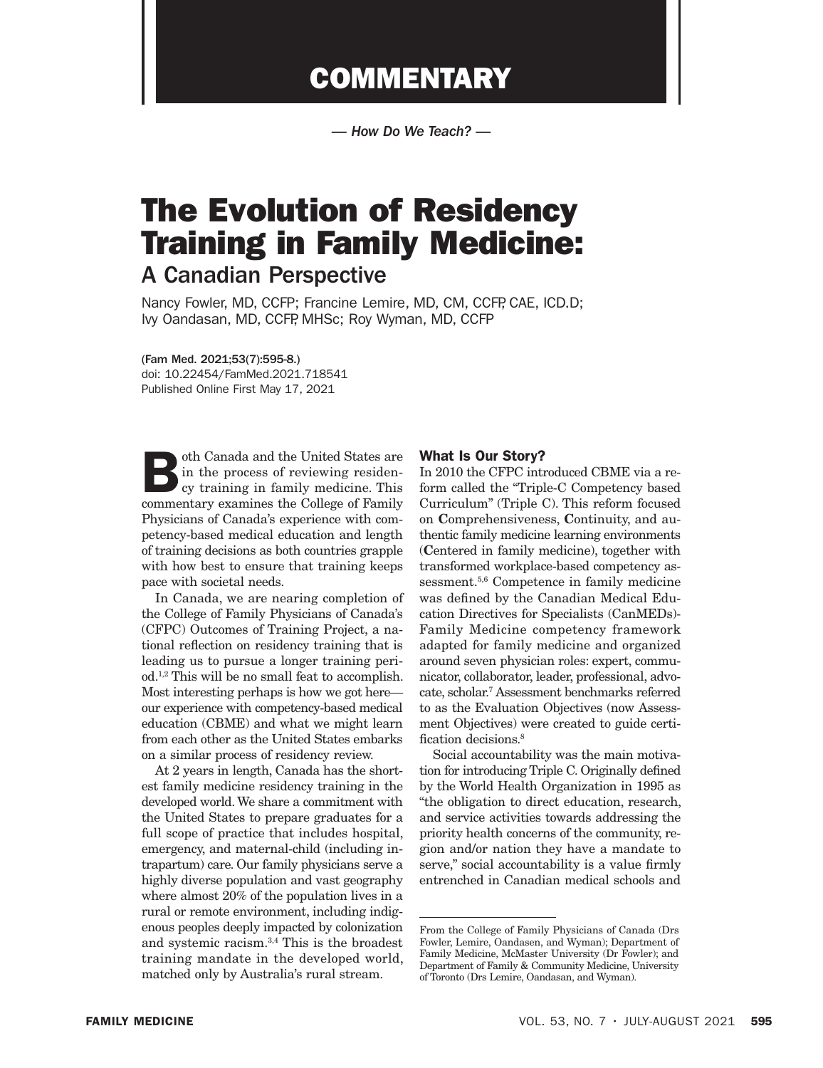# COMMENTARY

*— How Do We Teach? —*

# The Evolution of Residency Training in Family Medicine:

## A Canadian Perspective

Nancy Fowler, MD, CCFP; Francine Lemire, MD, CM, CCFP, CAE, ICD.D; Ivy Oandasan, MD, CCFP, MHSc; Roy Wyman, MD, CCFP

(Fam Med. 2021;53(7):595-8.)
doi: 10.22454/FamMed.2021.718541
Published Online First May 17, 2021

Both Canada and the United States are in the process of reviewing residency training in family medicine. This commentary examines the College of Family Physicians of Canada's experience with competency-based medical education and length of training decisions as both countries grapple with how best to ensure that training keeps pace with societal needs.

In Canada, we are nearing completion of the College of Family Physicians of Canada's (CFPC) Outcomes of Training Project, a national reflection on residency training that is leading us to pursue a longer training period.[1,2] This will be no small feat to accomplish. Most interesting perhaps is how we got here—our experience with competency-based medical education (CBME) and what we might learn from each other as the United States embarks on a similar process of residency review.

At 2 years in length, Canada has the shortest family medicine residency training in the developed world. We share a commitment with the United States to prepare graduates for a full scope of practice that includes hospital, emergency, and maternal-child (including intrapartum) care. Our family physicians serve a highly diverse population and vast geography where almost 20% of the population lives in a rural or remote environment, including indigenous peoples deeply impacted by colonization and systemic racism.[3,4] This is the broadest training mandate in the developed world, matched only by Australia's rural stream.

### What Is Our Story?

In 2010 the CFPC introduced CBME via a reform called the "Triple-C Competency based Curriculum" (Triple C). This reform focused on **C**omprehensiveness, **C**ontinuity, and authentic family medicine learning environments (**C**entered in family medicine), together with transformed workplace-based competency assessment.[5,6] Competence in family medicine was defined by the Canadian Medical Education Directives for Specialists (CanMEDs)-Family Medicine competency framework adapted for family medicine and organized around seven physician roles: expert, communicator, collaborator, leader, professional, advocate, scholar.[7] Assessment benchmarks referred to as the Evaluation Objectives (now Assessment Objectives) were created to guide certification decisions.[8]

Social accountability was the main motivation for introducing Triple C. Originally defined by the World Health Organization in 1995 as "the obligation to direct education, research, and service activities towards addressing the priority health concerns of the community, region and/or nation they have a mandate to serve," social accountability is a value firmly entrenched in Canadian medical schools and

---

From the College of Family Physicians of Canada (Drs Fowler, Lemire, Oandasen, and Wyman); Department of Family Medicine, McMaster University (Dr Fowler); and Department of Family & Community Medicine, University of Toronto (Drs Lemire, Oandasan, and Wyman).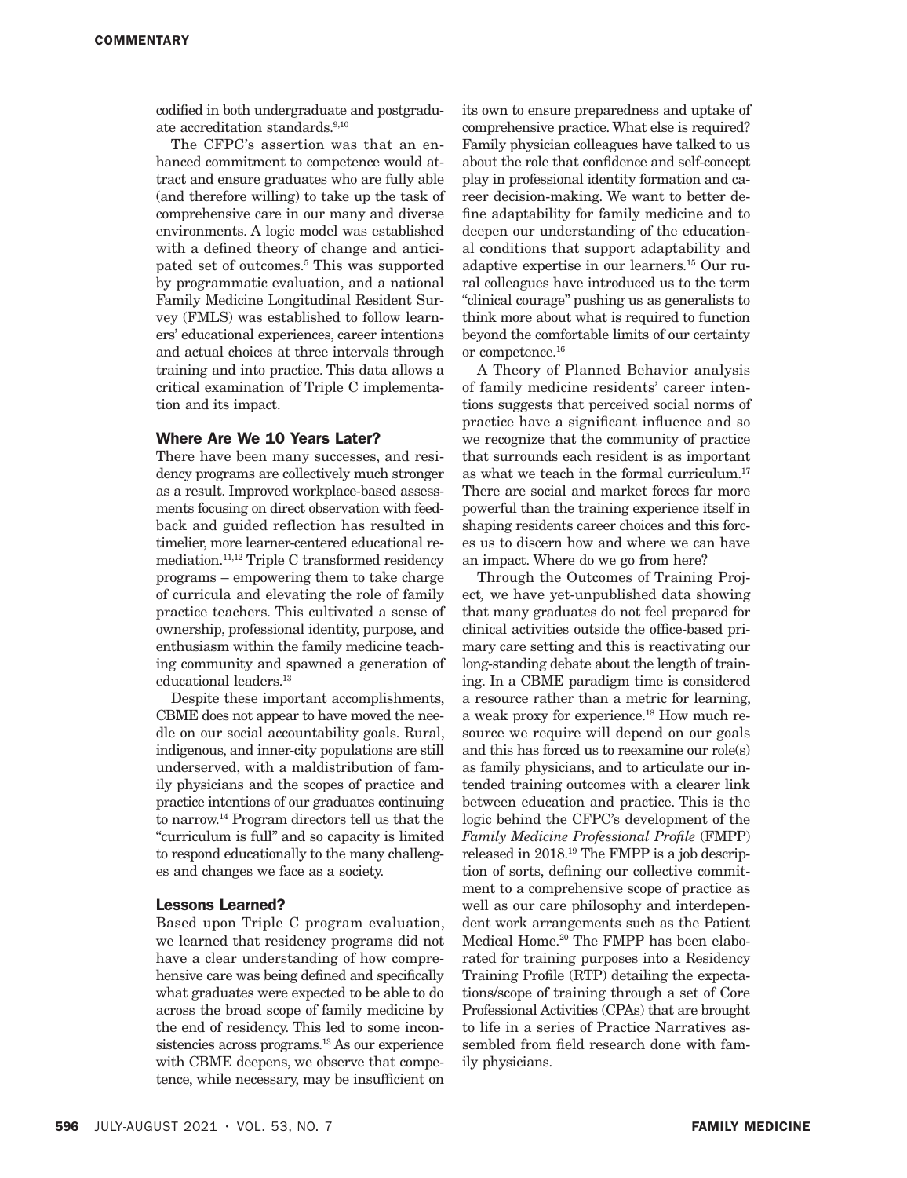codified in both undergraduate and postgraduate accreditation standards.[9,10]

The CFPC's assertion was that an enhanced commitment to competence would attract and ensure graduates who are fully able (and therefore willing) to take up the task of comprehensive care in our many and diverse environments. A logic model was established with a defined theory of change and anticipated set of outcomes.[5] This was supported by programmatic evaluation, and a national Family Medicine Longitudinal Resident Survey (FMLS) was established to follow learners' educational experiences, career intentions and actual choices at three intervals through training and into practice. This data allows a critical examination of Triple C implementation and its impact.

### Where Are We 10 Years Later?

There have been many successes, and residency programs are collectively much stronger as a result. Improved workplace-based assessments focusing on direct observation with feedback and guided reflection has resulted in timelier, more learner-centered educational remediation.[11,12] Triple C transformed residency programs – empowering them to take charge of curricula and elevating the role of family practice teachers. This cultivated a sense of ownership, professional identity, purpose, and enthusiasm within the family medicine teaching community and spawned a generation of educational leaders.[13]

Despite these important accomplishments, CBME does not appear to have moved the needle on our social accountability goals. Rural, indigenous, and inner-city populations are still underserved, with a maldistribution of family physicians and the scopes of practice and practice intentions of our graduates continuing to narrow.[14] Program directors tell us that the "curriculum is full" and so capacity is limited to respond educationally to the many challenges and changes we face as a society.

### Lessons Learned?

Based upon Triple C program evaluation, we learned that residency programs did not have a clear understanding of how comprehensive care was being defined and specifically what graduates were expected to be able to do across the broad scope of family medicine by the end of residency. This led to some inconsistencies across programs.[13] As our experience with CBME deepens, we observe that competence, while necessary, may be insufficient on its own to ensure preparedness and uptake of comprehensive practice. What else is required? Family physician colleagues have talked to us about the role that confidence and self-concept play in professional identity formation and career decision-making. We want to better define adaptability for family medicine and to deepen our understanding of the educational conditions that support adaptability and adaptive expertise in our learners.[15] Our rural colleagues have introduced us to the term "clinical courage" pushing us as generalists to think more about what is required to function beyond the comfortable limits of our certainty or competence.[16]

A Theory of Planned Behavior analysis of family medicine residents' career intentions suggests that perceived social norms of practice have a significant influence and so we recognize that the community of practice that surrounds each resident is as important as what we teach in the formal curriculum.[17] There are social and market forces far more powerful than the training experience itself in shaping residents career choices and this forces us to discern how and where we can have an impact. Where do we go from here?

Through the Outcomes of Training Project, we have yet-unpublished data showing that many graduates do not feel prepared for clinical activities outside the office-based primary care setting and this is reactivating our long-standing debate about the length of training. In a CBME paradigm time is considered a resource rather than a metric for learning, a weak proxy for experience.[18] How much resource we require will depend on our goals and this has forced us to reexamine our role(s) as family physicians, and to articulate our intended training outcomes with a clearer link between education and practice. This is the logic behind the CFPC's development of the *Family Medicine Professional Profile* (FMPP) released in 2018.[19] The FMPP is a job description of sorts, defining our collective commitment to a comprehensive scope of practice as well as our care philosophy and interdependent work arrangements such as the Patient Medical Home.[20] The FMPP has been elaborated for training purposes into a Residency Training Profile (RTP) detailing the expectations/scope of training through a set of Core Professional Activities (CPAs) that are brought to life in a series of Practice Narratives assembled from field research done with family physicians.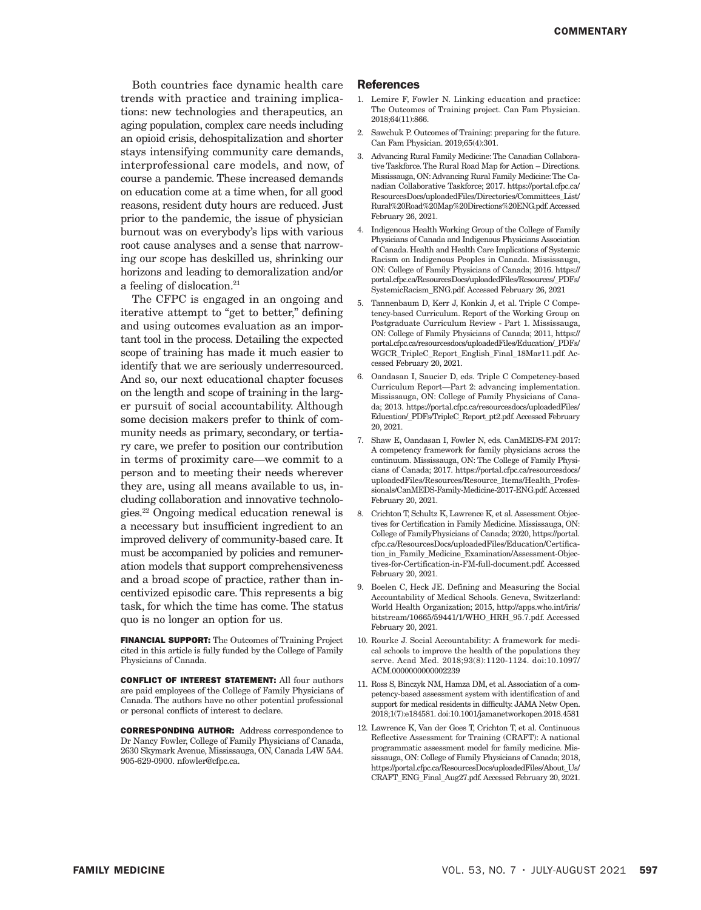Both countries face dynamic health care trends with practice and training implications: new technologies and therapeutics, an aging population, complex care needs including an opioid crisis, dehospitalization and shorter stays intensifying community care demands, interprofessional care models, and now, of course a pandemic. These increased demands on education come at a time when, for all good reasons, resident duty hours are reduced. Just prior to the pandemic, the issue of physician burnout was on everybody's lips with various root cause analyses and a sense that narrowing our scope has deskilled us, shrinking our horizons and leading to demoralization and/or a feeling of dislocation.[21]

The CFPC is engaged in an ongoing and iterative attempt to "get to better," defining and using outcomes evaluation as an important tool in the process. Detailing the expected scope of training has made it much easier to identify that we are seriously underresourced. And so, our next educational chapter focuses on the length and scope of training in the larger pursuit of social accountability. Although some decision makers prefer to think of community needs as primary, secondary, or tertiary care, we prefer to position our contribution in terms of proximity care—we commit to a person and to meeting their needs wherever they are, using all means available to us, including collaboration and innovative technologies.[22] Ongoing medical education renewal is a necessary but insufficient ingredient to an improved delivery of community-based care. It must be accompanied by policies and remuneration models that support comprehensiveness and a broad scope of practice, rather than incentivized episodic care. This represents a big task, for which the time has come. The status quo is no longer an option for us.

**FINANCIAL SUPPORT:** The Outcomes of Training Project cited in this article is fully funded by the College of Family Physicians of Canada.

**CONFLICT OF INTEREST STATEMENT:** All four authors are paid employees of the College of Family Physicians of Canada. The authors have no other potential professional or personal conflicts of interest to declare.

**CORRESPONDING AUTHOR:** Address correspondence to Dr Nancy Fowler, College of Family Physicians of Canada, 2630 Skymark Avenue, Mississauga, ON, Canada L4W 5A4. 905-629-0900. nfowler@cfpc.ca.

## References

1. Lemire F, Fowler N. Linking education and practice: The Outcomes of Training project. Can Fam Physician. 2018;64(11):866.
2. Sawchuk P. Outcomes of Training: preparing for the future. Can Fam Physician. 2019;65(4):301.
3. Advancing Rural Family Medicine: The Canadian Collaborative Taskforce. The Rural Road Map for Action – Directions. Mississauga, ON: Advancing Rural Family Medicine: The Canadian Collaborative Taskforce; 2017. https://portal.cfpc.ca/ResourcesDocs/uploadedFiles/Directories/Committees_List/Rural%20Road%20Map%20Directions%20ENG.pdf. Accessed February 26, 2021.
4. Indigenous Health Working Group of the College of Family Physicians of Canada and Indigenous Physicians Association of Canada. Health and Health Care Implications of Systemic Racism on Indigenous Peoples in Canada. Mississauga, ON: College of Family Physicians of Canada; 2016. https://portal.cfpc.ca/ResourcesDocs/uploadedFiles/Resources/_PDFs/SystemicRacism_ENG.pdf. Accessed February 26, 2021
5. Tannenbaum D, Kerr J, Konkin J, et al. Triple C Competency-based Curriculum. Report of the Working Group on Postgraduate Curriculum Review - Part 1. Mississauga, ON: College of Family Physicians of Canada; 2011, https://portal.cfpc.ca/resourcesdocs/uploadedFiles/Education/_PDFs/WGCR_TripleC_Report_English_Final_18Mar11.pdf. Accessed February 20, 2021.
6. Oandasan I, Saucier D, eds. Triple C Competency-based Curriculum Report—Part 2: advancing implementation. Mississauga, ON: College of Family Physicians of Canada; 2013. https://portal.cfpc.ca/resourcesdocs/uploadedFiles/Education/_PDFs/TripleC_Report_pt2.pdf. Accessed February 20, 2021.
7. Shaw E, Oandasan I, Fowler N, eds. CanMEDS-FM 2017: A competency framework for family physicians across the continuum. Mississauga, ON: The College of Family Physicians of Canada; 2017. https://portal.cfpc.ca/resourcesdocs/uploadedFiles/Resources/Resource_Items/Health_Professionals/CanMEDS-Family-Medicine-2017-ENG.pdf. Accessed February 20, 2021.
8. Crichton T, Schultz K, Lawrence K, et al. Assessment Objectives for Certification in Family Medicine. Mississauga, ON: College of FamilyPhysicians of Canada; 2020, https://portal.cfpc.ca/ResourcesDocs/uploadedFiles/Education/Certification_in_Family_Medicine_Examination/Assessment-Objectives-for-Certification-in-FM-full-document.pdf. Accessed February 20, 2021.
9. Boelen C, Heck JE. Defining and Measuring the Social Accountability of Medical Schools. Geneva, Switzerland: World Health Organization; 2015, http://apps.who.int/iris/bitstream/10665/59441/1/WHO_HRH_95.7.pdf. Accessed February 20, 2021.
10. Rourke J. Social Accountability: A framework for medical schools to improve the health of the populations they serve. Acad Med. 2018;93(8):1120-1124. doi:10.1097/ACM.0000000000002239
11. Ross S, Binczyk NM, Hamza DM, et al. Association of a competency-based assessment system with identification of and support for medical residents in difficulty. JAMA Netw Open. 2018;1(7):e184581. doi:10.1001/jamanetworkopen.2018.4581
12. Lawrence K, Van der Goes T, Crichton T, et al. Continuous Reflective Assessment for Training (CRAFT): A national programmatic assessment model for family medicine. Mississauga, ON: College of Family Physicians of Canada; 2018, https://portal.cfpc.ca/ResourcesDocs/uploadedFiles/About_Us/CRAFT_ENG_Final_Aug27.pdf. Accessed February 20, 2021.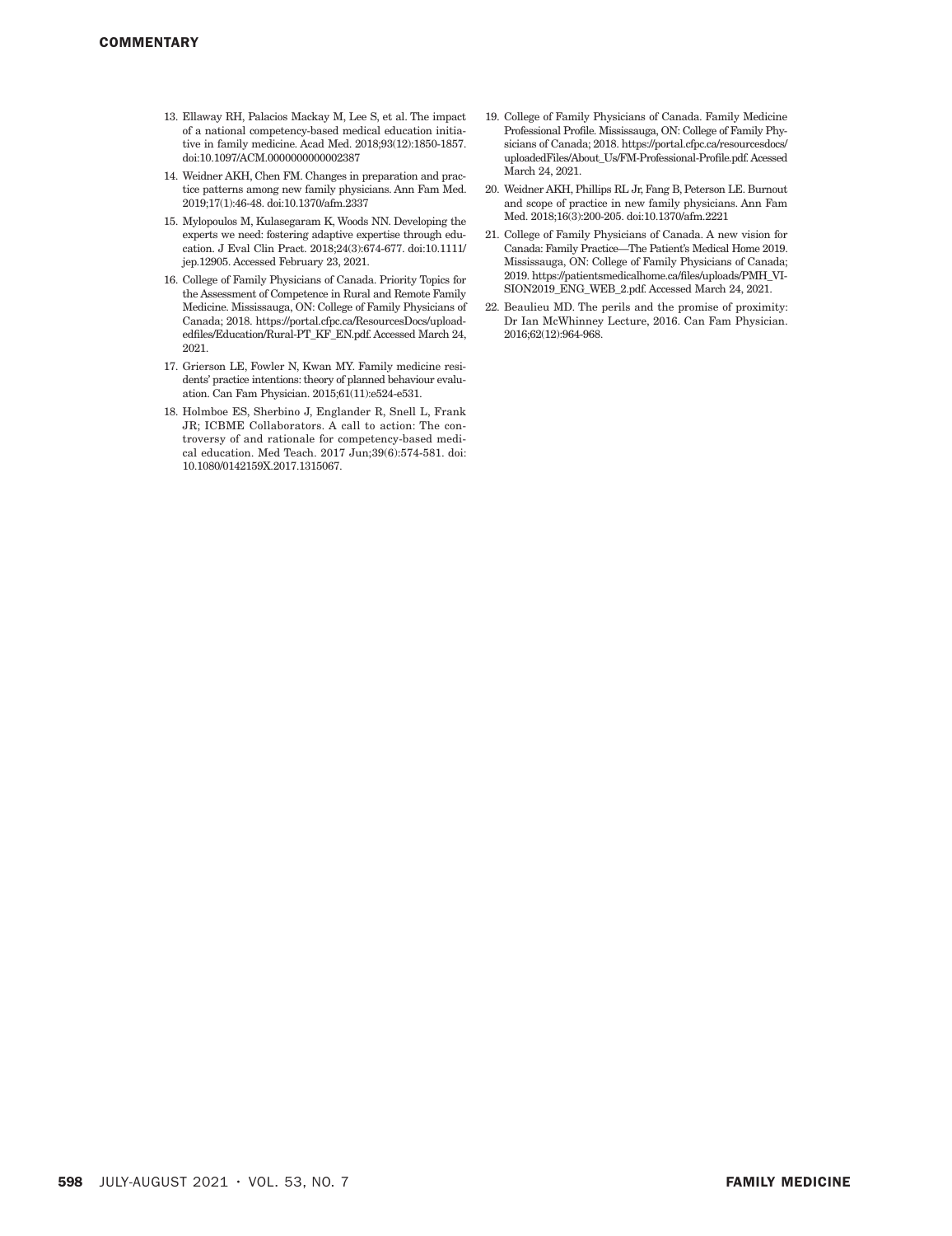13. Ellaway RH, Palacios Mackay M, Lee S, et al. The impact of a national competency-based medical education initiative in family medicine. Acad Med. 2018;93(12):1850-1857. doi:10.1097/ACM.0000000000002387
14. Weidner AKH, Chen FM. Changes in preparation and practice patterns among new family physicians. Ann Fam Med. 2019;17(1):46-48. doi:10.1370/afm.2337
15. Mylopoulos M, Kulasegaram K, Woods NN. Developing the experts we need: fostering adaptive expertise through education. J Eval Clin Pract. 2018;24(3):674-677. doi:10.1111/jep.12905. Accessed February 23, 2021.
16. College of Family Physicians of Canada. Priority Topics for the Assessment of Competence in Rural and Remote Family Medicine. Mississauga, ON: College of Family Physicians of Canada; 2018. https://portal.cfpc.ca/ResourcesDocs/uploadedfiles/Education/Rural-PT_KF_EN.pdf. Accessed March 24, 2021.
17. Grierson LE, Fowler N, Kwan MY. Family medicine residents' practice intentions: theory of planned behaviour evaluation. Can Fam Physician. 2015;61(11):e524-e531.
18. Holmboe ES, Sherbino J, Englander R, Snell L, Frank JR; ICBME Collaborators. A call to action: The controversy of and rationale for competency-based medical education. Med Teach. 2017 Jun;39(6):574-581. doi: 10.1080/0142159X.2017.1315067.
19. College of Family Physicians of Canada. Family Medicine Professional Profile. Mississauga, ON: College of Family Physicians of Canada; 2018. https://portal.cfpc.ca/resourcesdocs/uploadedFiles/About_Us/FM-Professional-Profile.pdf. Acessed March 24, 2021.
20. Weidner AKH, Phillips RL Jr, Fang B, Peterson LE. Burnout and scope of practice in new family physicians. Ann Fam Med. 2018;16(3):200-205. doi:10.1370/afm.2221
21. College of Family Physicians of Canada. A new vision for Canada: Family Practice—The Patient's Medical Home 2019. Mississauga, ON: College of Family Physicians of Canada; 2019. https://patientsmedicalhome.ca/files/uploads/PMH_VISION2019_ENG_WEB_2.pdf. Accessed March 24, 2021.
22. Beaulieu MD. The perils and the promise of proximity: Dr Ian McWhinney Lecture, 2016. Can Fam Physician. 2016;62(12):964-968.